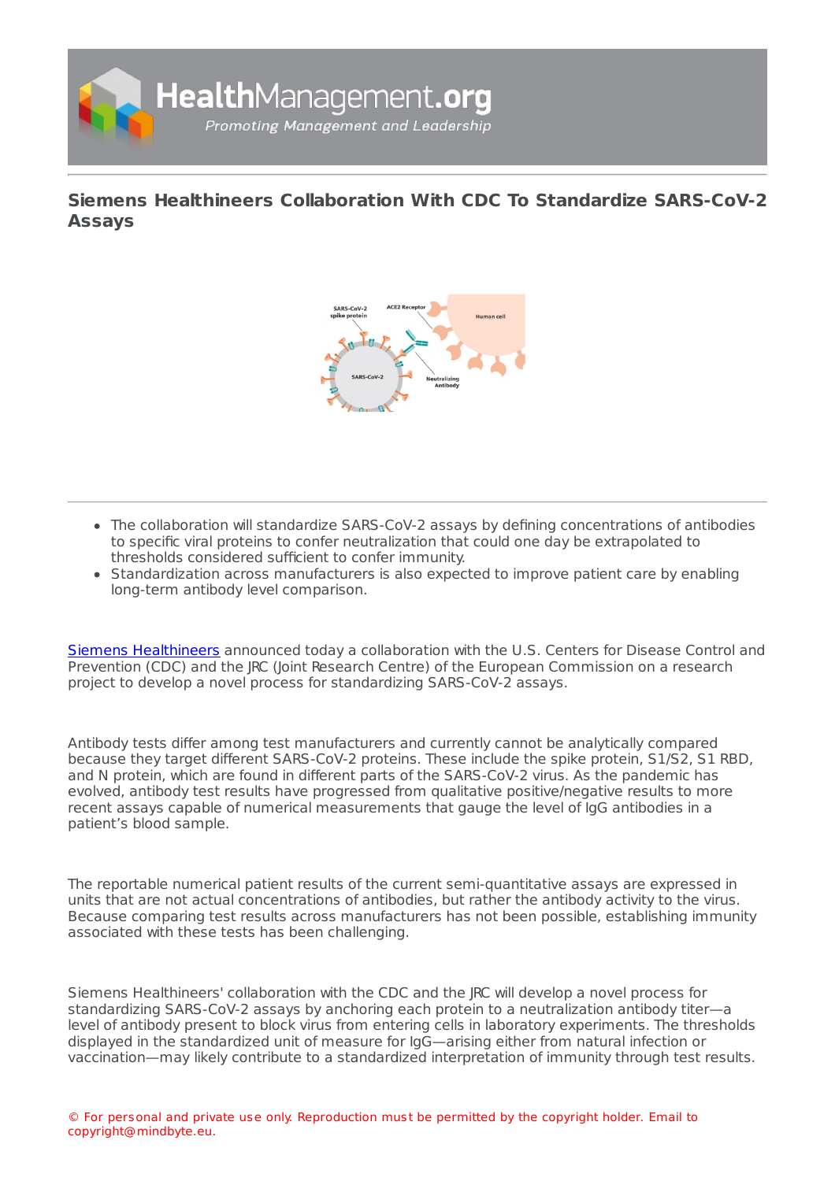# Siemens Healthineers Collaboration With CDC To Standardize SARS-CoV-2 Assays

- The collaboration will standardize SARS-CoV-2 assays by defining concentrations of antibodies to specific viral proteins to confer neutralization that could one day be extrapolated to thresholds considered sufficient to confer immunity.
- Standardization across manufacturers is also expected to improve patient care by enabling long-term antibody level comparison.

Siemens Healthineers announced today a collaboration with the U.S. Centers for Disease Control and Prevention (CDC) and the JRC (Joint Research Centre) of the European Commission on a research project to develop a novel process for standardizing SARS-CoV-2 assays.

Antibody tests differ among test manufacturers and currently cannot be analytically compared because they target different SARS-CoV-2 proteins. These include the spike protein, S1/S2, S1 RBD, and N protein, which are found in different parts of the SARS-CoV-2 virus. As the pandemic has evolved, antibody test results have progressed from qualitative positive/negative results to more recent assays capable of numerical measurements that gauge the level of IgG antibodies in a patient's blood sample.

The reportable numerical patient results of the current semi-quantitative assays are expressed in units that are not actual concentrations of antibodies, but rather the antibody activity to the virus. Because comparing test results across manufacturers has not been possible, establishing immunity associated with these tests has been challenging.

Siemens Healthineers' collaboration with the CDC and the JRC will develop a novel process for standardizing SARS-CoV-2 assays by anchoring each protein to a neutralization antibody titer—a level of antibody present to block virus from entering cells in laboratory experiments. The thresholds displayed in the standardized unit of measure for IgG—arising either from natural infection or vaccination—may likely contribute to a standardized interpretation of immunity through test results.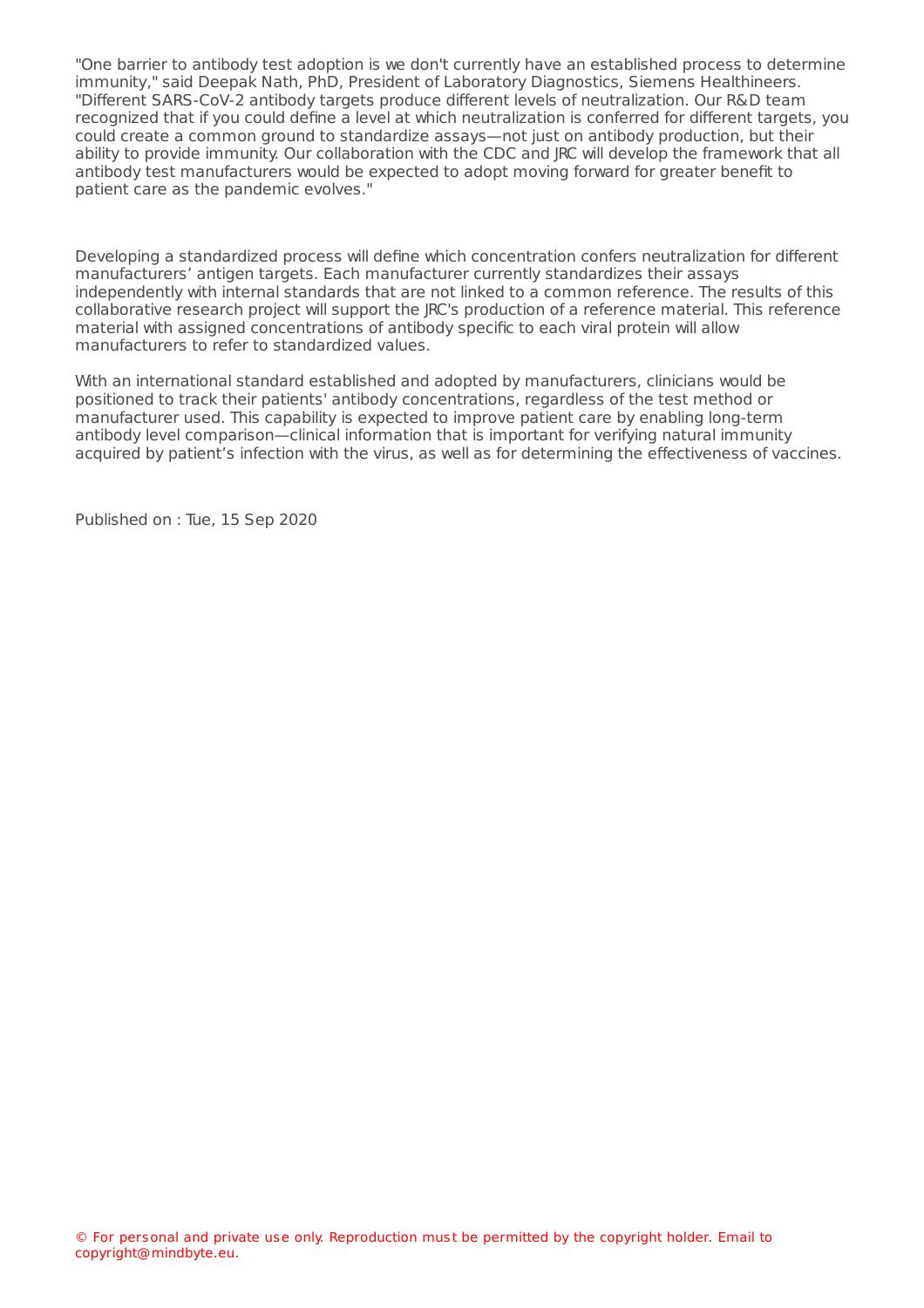"One barrier to antibody test adoption is we don't currently have an established process to determine immunity," said Deepak Nath, PhD, President of Laboratory Diagnostics, Siemens Healthineers. "Different SARS-CoV-2 antibody targets produce different levels of neutralization. Our R&D team recognized that if you could define a level at which neutralization is conferred for different targets, you could create a common ground to standardize assays—not just on antibody production, but their ability to provide immunity. Our collaboration with the CDC and JRC will develop the framework that all antibody test manufacturers would be expected to adopt moving forward for greater benefit to patient care as the pandemic evolves."

Developing a standardized process will define which concentration confers neutralization for different manufacturers' antigen targets. Each manufacturer currently standardizes their assays independently with internal standards that are not linked to a common reference. The results of this collaborative research project will support the JRC's production of a reference material. This reference material with assigned concentrations of antibody specific to each viral protein will allow manufacturers to refer to standardized values.

With an international standard established and adopted by manufacturers, clinicians would be positioned to track their patients' antibody concentrations, regardless of the test method or manufacturer used. This capability is expected to improve patient care by enabling long-term antibody level comparison—clinical information that is important for verifying natural immunity acquired by patient's infection with the virus, as well as for determining the effectiveness of vaccines.

Published on : Tue, 15 Sep 2020

© For personal and private use only. Reproduction must be permitted by the copyright holder. Email to copyright@mindbyte.eu.